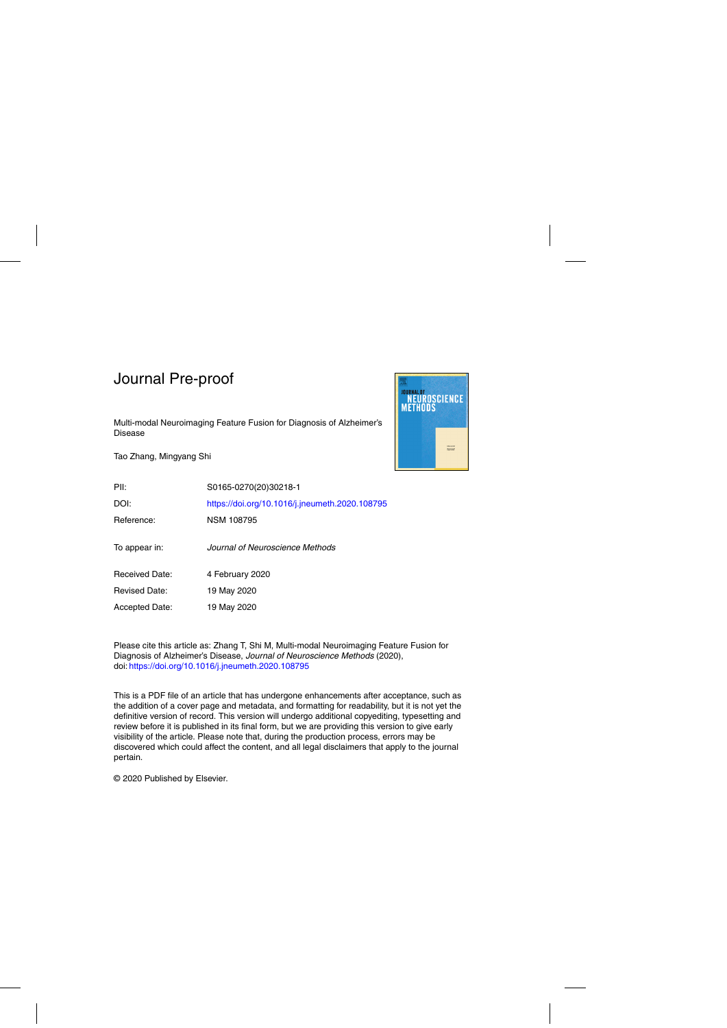# Journal Pre-proof

Multi-modal Neuroimaging Feature Fusion for Diagnosis of Alzheimer's Disease

Tao Zhang, Mingyang Shi

| | |
|---|---|
| PII: | S0165-0270(20)30218-1 |
| DOI: | https://doi.org/10.1016/j.jneumeth.2020.108795 |
| Reference: | NSM 108795 |
| To appear in: | *Journal of Neuroscience Methods* |
| Received Date: | 4 February 2020 |
| Revised Date: | 19 May 2020 |
| Accepted Date: | 19 May 2020 |

Please cite this article as: Zhang T, Shi M, Multi-modal Neuroimaging Feature Fusion for Diagnosis of Alzheimer's Disease, *Journal of Neuroscience Methods* (2020), doi: https://doi.org/10.1016/j.jneumeth.2020.108795

This is a PDF file of an article that has undergone enhancements after acceptance, such as the addition of a cover page and metadata, and formatting for readability, but it is not yet the definitive version of record. This version will undergo additional copyediting, typesetting and review before it is published in its final form, but we are providing this version to give early visibility of the article. Please note that, during the production process, errors may be discovered which could affect the content, and all legal disclaimers that apply to the journal pertain.

© 2020 Published by Elsevier.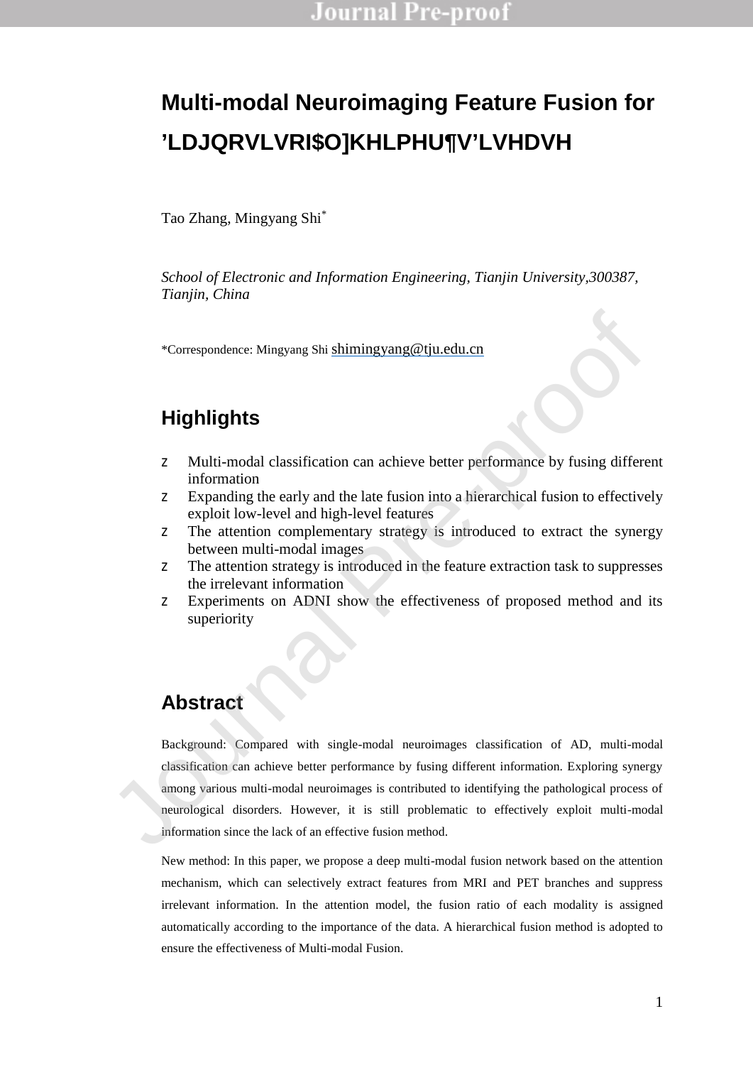# Multi-modal Neuroimaging Feature Fusion for ’LDJQRVLVRI$O]KHLPHU¶V’LVHDVH

Tao Zhang, Mingyang Shi*

*School of Electronic and Information Engineering, Tianjin University,300387, Tianjin, China*

*Correspondence: Mingyang Shi shimingyang@tju.edu.cn

## Highlights

- Multi-modal classification can achieve better performance by fusing different information
- Expanding the early and the late fusion into a hierarchical fusion to effectively exploit low-level and high-level features
- The attention complementary strategy is introduced to extract the synergy between multi-modal images
- The attention strategy is introduced in the feature extraction task to suppresses the irrelevant information
- Experiments on ADNI show the effectiveness of proposed method and its superiority

## Abstract

Background: Compared with single-modal neuroimages classification of AD, multi-modal classification can achieve better performance by fusing different information. Exploring synergy among various multi-modal neuroimages is contributed to identifying the pathological process of neurological disorders. However, it is still problematic to effectively exploit multi-modal information since the lack of an effective fusion method.

New method: In this paper, we propose a deep multi-modal fusion network based on the attention mechanism, which can selectively extract features from MRI and PET branches and suppress irrelevant information. In the attention model, the fusion ratio of each modality is assigned automatically according to the importance of the data. A hierarchical fusion method is adopted to ensure the effectiveness of Multi-modal Fusion.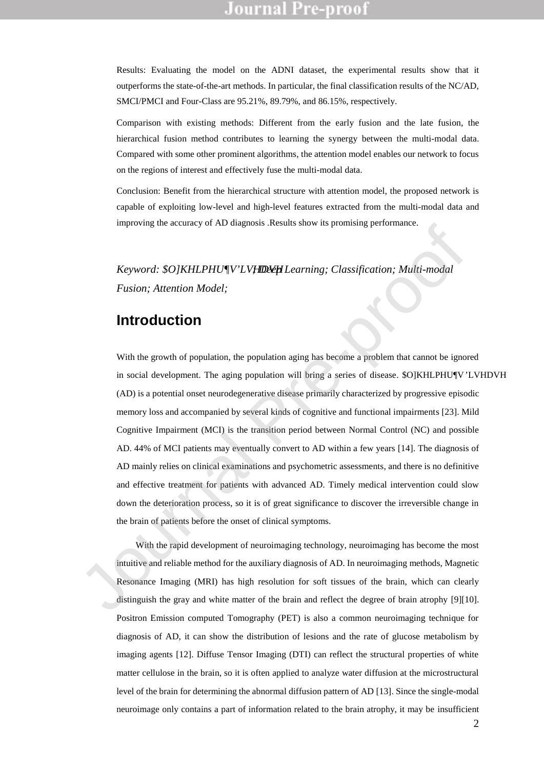Results: Evaluating the model on the ADNI dataset, the experimental results show that it outperforms the state-of-the-art methods. In particular, the final classification results of the NC/AD, SMCI/PMCI and Four-Class are 95.21%, 89.79%, and 86.15%, respectively.

Comparison with existing methods: Different from the early fusion and the late fusion, the hierarchical fusion method contributes to learning the synergy between the multi-modal data. Compared with some other prominent algorithms, the attention model enables our network to focus on the regions of interest and effectively fuse the multi-modal data.

Conclusion: Benefit from the hierarchical structure with attention model, the proposed network is capable of exploiting low-level and high-level features extracted from the multi-modal data and improving the accuracy of AD diagnosis .Results show its promising performance.

*Keyword: $O]KHLPHU¶V'LVHDVH; Deep Learning; Classification; Multi-modal Fusion; Attention Model;*

## Introduction

With the growth of population, the population aging has become a problem that cannot be ignored in social development. The aging population will bring a series of disease. $O]KHLPHU¶V'LVHDVH (AD) is a potential onset neurodegenerative disease primarily characterized by progressive episodic memory loss and accompanied by several kinds of cognitive and functional impairments [23]. Mild Cognitive Impairment (MCI) is the transition period between Normal Control (NC) and possible AD. 44% of MCI patients may eventually convert to AD within a few years [14]. The diagnosis of AD mainly relies on clinical examinations and psychometric assessments, and there is no definitive and effective treatment for patients with advanced AD. Timely medical intervention could slow down the deterioration process, so it is of great significance to discover the irreversible change in the brain of patients before the onset of clinical symptoms.

With the rapid development of neuroimaging technology, neuroimaging has become the most intuitive and reliable method for the auxiliary diagnosis of AD. In neuroimaging methods, Magnetic Resonance Imaging (MRI) has high resolution for soft tissues of the brain, which can clearly distinguish the gray and white matter of the brain and reflect the degree of brain atrophy [9][10]. Positron Emission computed Tomography (PET) is also a common neuroimaging technique for diagnosis of AD, it can show the distribution of lesions and the rate of glucose metabolism by imaging agents [12]. Diffuse Tensor Imaging (DTI) can reflect the structural properties of white matter cellulose in the brain, so it is often applied to analyze water diffusion at the microstructural level of the brain for determining the abnormal diffusion pattern of AD [13]. Since the single-modal neuroimage only contains a part of information related to the brain atrophy, it may be insufficient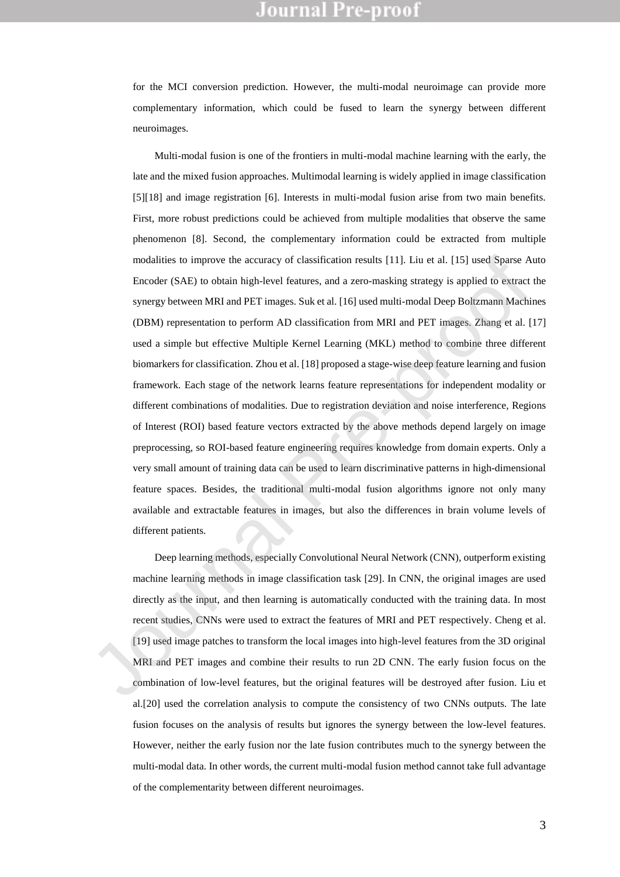for the MCI conversion prediction. However, the multi-modal neuroimage can provide more complementary information, which could be fused to learn the synergy between different neuroimages.

Multi-modal fusion is one of the frontiers in multi-modal machine learning with the early, the late and the mixed fusion approaches. Multimodal learning is widely applied in image classification [5][18] and image registration [6]. Interests in multi-modal fusion arise from two main benefits. First, more robust predictions could be achieved from multiple modalities that observe the same phenomenon [8]. Second, the complementary information could be extracted from multiple modalities to improve the accuracy of classification results [11]. Liu et al. [15] used Sparse Auto Encoder (SAE) to obtain high-level features, and a zero-masking strategy is applied to extract the synergy between MRI and PET images. Suk et al. [16] used multi-modal Deep Boltzmann Machines (DBM) representation to perform AD classification from MRI and PET images. Zhang et al. [17] used a simple but effective Multiple Kernel Learning (MKL) method to combine three different biomarkers for classification. Zhou et al. [18] proposed a stage-wise deep feature learning and fusion framework. Each stage of the network learns feature representations for independent modality or different combinations of modalities. Due to registration deviation and noise interference, Regions of Interest (ROI) based feature vectors extracted by the above methods depend largely on image preprocessing, so ROI-based feature engineering requires knowledge from domain experts. Only a very small amount of training data can be used to learn discriminative patterns in high-dimensional feature spaces. Besides, the traditional multi-modal fusion algorithms ignore not only many available and extractable features in images, but also the differences in brain volume levels of different patients.

Deep learning methods, especially Convolutional Neural Network (CNN), outperform existing machine learning methods in image classification task [29]. In CNN, the original images are used directly as the input, and then learning is automatically conducted with the training data. In most recent studies, CNNs were used to extract the features of MRI and PET respectively. Cheng et al. [19] used image patches to transform the local images into high-level features from the 3D original MRI and PET images and combine their results to run 2D CNN. The early fusion focus on the combination of low-level features, but the original features will be destroyed after fusion. Liu et al.[20] used the correlation analysis to compute the consistency of two CNNs outputs. The late fusion focuses on the analysis of results but ignores the synergy between the low-level features. However, neither the early fusion nor the late fusion contributes much to the synergy between the multi-modal data. In other words, the current multi-modal fusion method cannot take full advantage of the complementarity between different neuroimages.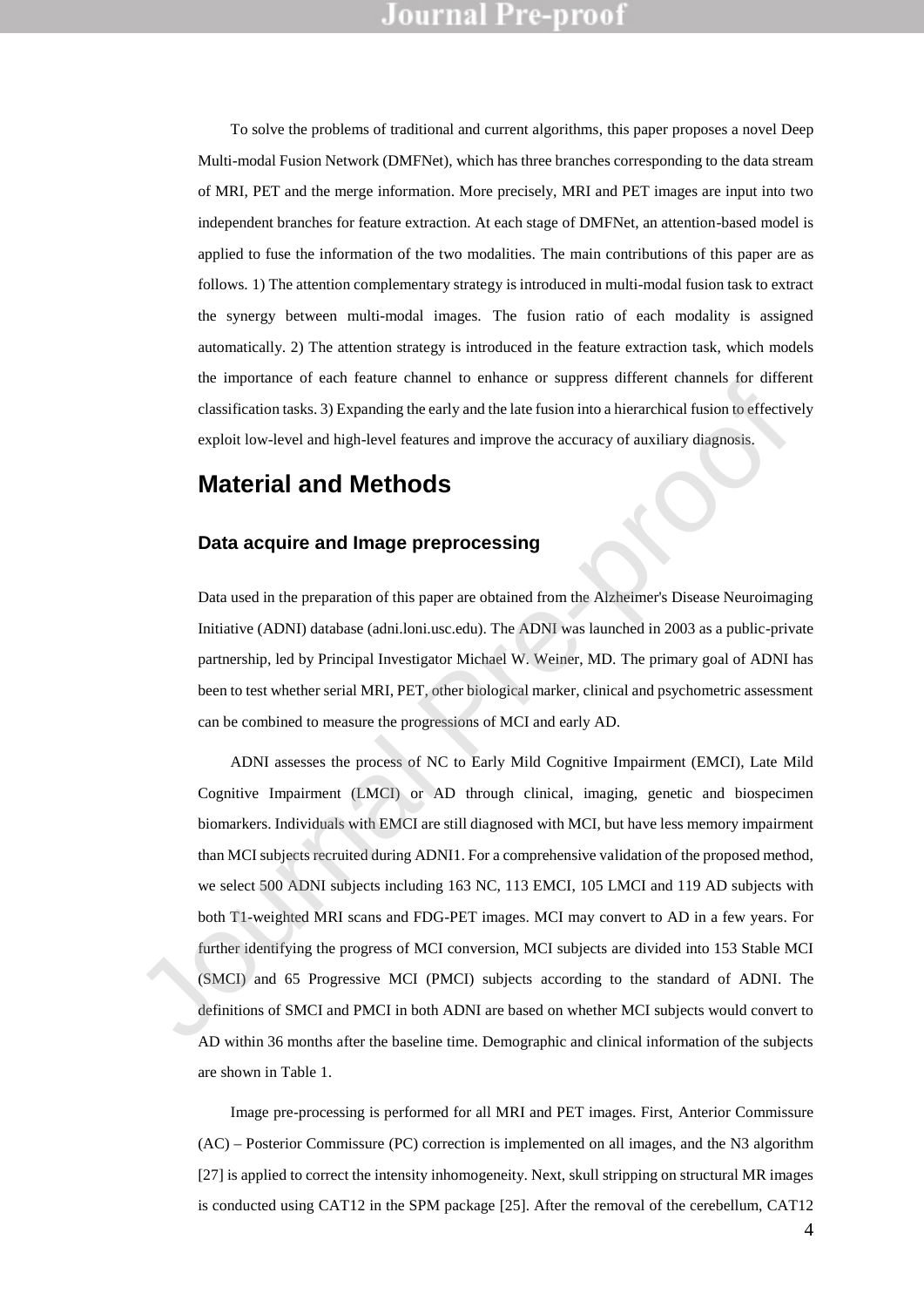To solve the problems of traditional and current algorithms, this paper proposes a novel Deep Multi-modal Fusion Network (DMFNet), which has three branches corresponding to the data stream of MRI, PET and the merge information. More precisely, MRI and PET images are input into two independent branches for feature extraction. At each stage of DMFNet, an attention-based model is applied to fuse the information of the two modalities. The main contributions of this paper are as follows. 1) The attention complementary strategy is introduced in multi-modal fusion task to extract the synergy between multi-modal images. The fusion ratio of each modality is assigned automatically. 2) The attention strategy is introduced in the feature extraction task, which models the importance of each feature channel to enhance or suppress different channels for different classification tasks. 3) Expanding the early and the late fusion into a hierarchical fusion to effectively exploit low-level and high-level features and improve the accuracy of auxiliary diagnosis.

## Material and Methods

### Data acquire and Image preprocessing

Data used in the preparation of this paper are obtained from the Alzheimer's Disease Neuroimaging Initiative (ADNI) database (adni.loni.usc.edu). The ADNI was launched in 2003 as a public-private partnership, led by Principal Investigator Michael W. Weiner, MD. The primary goal of ADNI has been to test whether serial MRI, PET, other biological marker, clinical and psychometric assessment can be combined to measure the progressions of MCI and early AD.

ADNI assesses the process of NC to Early Mild Cognitive Impairment (EMCI), Late Mild Cognitive Impairment (LMCI) or AD through clinical, imaging, genetic and biospecimen biomarkers. Individuals with EMCI are still diagnosed with MCI, but have less memory impairment than MCI subjects recruited during ADNI1. For a comprehensive validation of the proposed method, we select 500 ADNI subjects including 163 NC, 113 EMCI, 105 LMCI and 119 AD subjects with both T1-weighted MRI scans and FDG-PET images. MCI may convert to AD in a few years. For further identifying the progress of MCI conversion, MCI subjects are divided into 153 Stable MCI (SMCI) and 65 Progressive MCI (PMCI) subjects according to the standard of ADNI. The definitions of SMCI and PMCI in both ADNI are based on whether MCI subjects would convert to AD within 36 months after the baseline time. Demographic and clinical information of the subjects are shown in Table 1.

Image pre-processing is performed for all MRI and PET images. First, Anterior Commissure (AC) – Posterior Commissure (PC) correction is implemented on all images, and the N3 algorithm [27] is applied to correct the intensity inhomogeneity. Next, skull stripping on structural MR images is conducted using CAT12 in the SPM package [25]. After the removal of the cerebellum, CAT12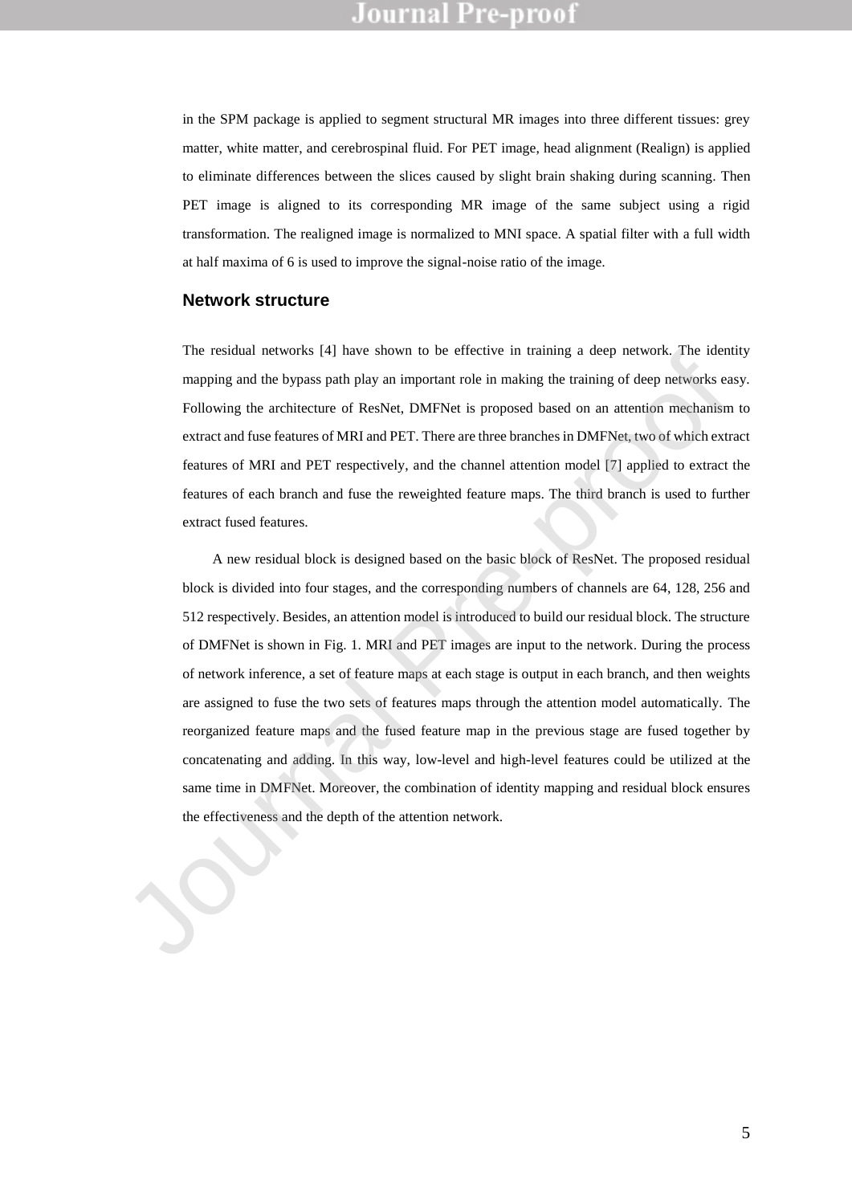in the SPM package is applied to segment structural MR images into three different tissues: grey matter, white matter, and cerebrospinal fluid. For PET image, head alignment (Realign) is applied to eliminate differences between the slices caused by slight brain shaking during scanning. Then PET image is aligned to its corresponding MR image of the same subject using a rigid transformation. The realigned image is normalized to MNI space. A spatial filter with a full width at half maxima of 6 is used to improve the signal-noise ratio of the image.

## Network structure

The residual networks [4] have shown to be effective in training a deep network. The identity mapping and the bypass path play an important role in making the training of deep networks easy. Following the architecture of ResNet, DMFNet is proposed based on an attention mechanism to extract and fuse features of MRI and PET. There are three branches in DMFNet, two of which extract features of MRI and PET respectively, and the channel attention model [7] applied to extract the features of each branch and fuse the reweighted feature maps. The third branch is used to further extract fused features.

A new residual block is designed based on the basic block of ResNet. The proposed residual block is divided into four stages, and the corresponding numbers of channels are 64, 128, 256 and 512 respectively. Besides, an attention model is introduced to build our residual block. The structure of DMFNet is shown in Fig. 1. MRI and PET images are input to the network. During the process of network inference, a set of feature maps at each stage is output in each branch, and then weights are assigned to fuse the two sets of features maps through the attention model automatically. The reorganized feature maps and the fused feature map in the previous stage are fused together by concatenating and adding. In this way, low-level and high-level features could be utilized at the same time in DMFNet. Moreover, the combination of identity mapping and residual block ensures the effectiveness and the depth of the attention network.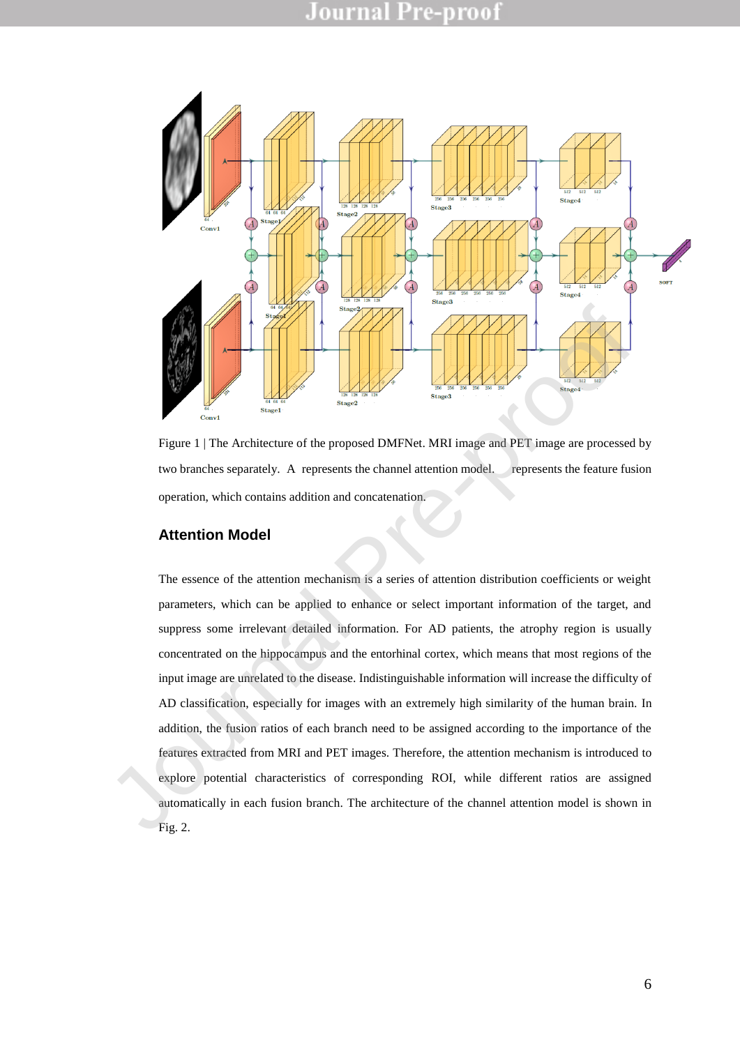Figure 1 | The Architecture of the proposed DMFNet. MRI image and PET image are processed by two branches separately. A represents the channel attention model. represents the feature fusion operation, which contains addition and concatenation.

## Attention Model

The essence of the attention mechanism is a series of attention distribution coefficients or weight parameters, which can be applied to enhance or select important information of the target, and suppress some irrelevant detailed information. For AD patients, the atrophy region is usually concentrated on the hippocampus and the entorhinal cortex, which means that most regions of the input image are unrelated to the disease. Indistinguishable information will increase the difficulty of AD classification, especially for images with an extremely high similarity of the human brain. In addition, the fusion ratios of each branch need to be assigned according to the importance of the features extracted from MRI and PET images. Therefore, the attention mechanism is introduced to explore potential characteristics of corresponding ROI, while different ratios are assigned automatically in each fusion branch. The architecture of the channel attention model is shown in Fig. 2.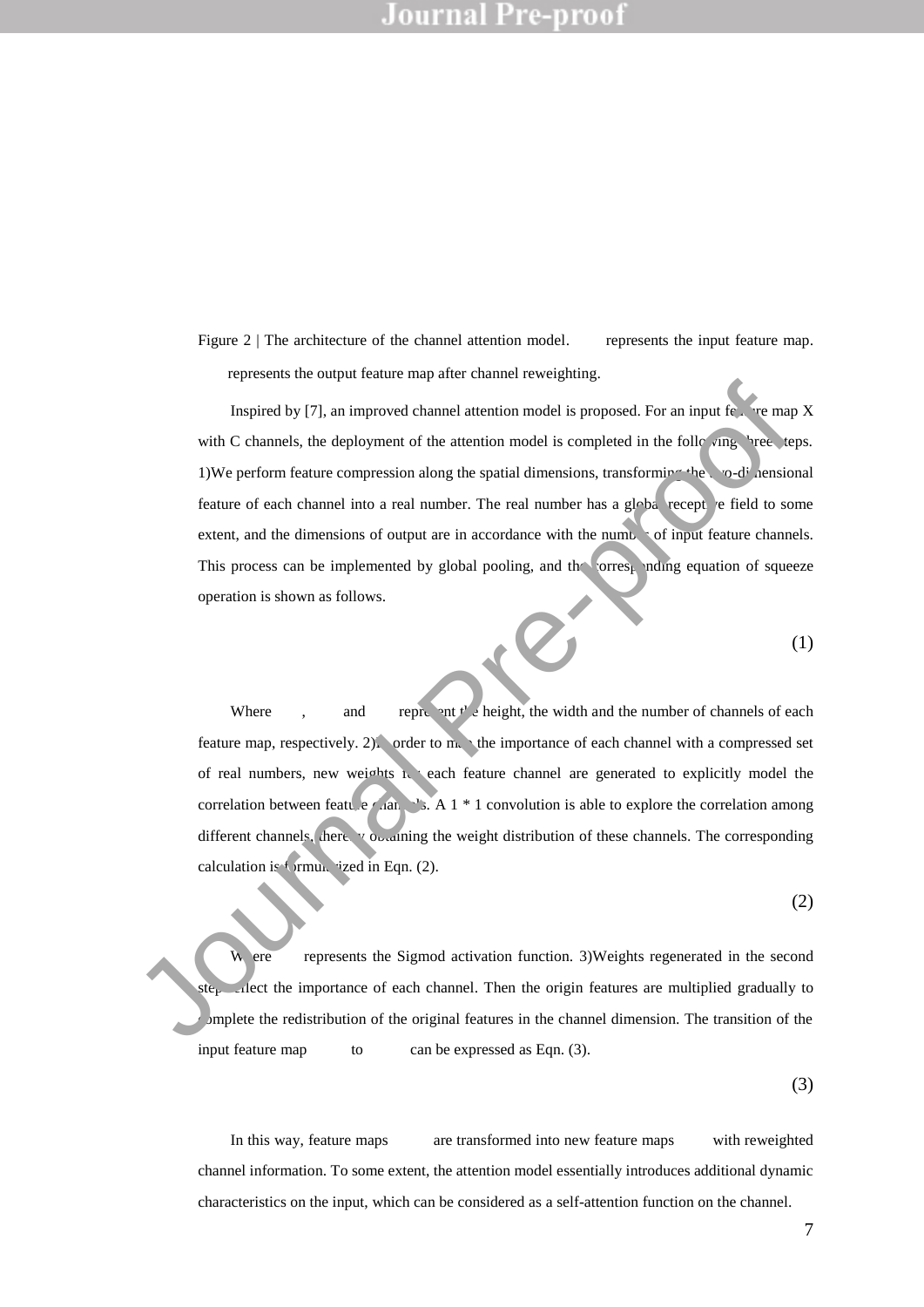Figure 2 | The architecture of the channel attention model. represents the input feature map. represents the output feature map after channel reweighting.

Inspired by [7], an improved channel attention model is proposed. For an input feature map X with C channels, the deployment of the attention model is completed in the following three steps. 1)We perform feature compression along the spatial dimensions, transforming the two-dimensional feature of each channel into a real number. The real number has a global receptive field to some extent, and the dimensions of output are in accordance with the number of input feature channels. This process can be implemented by global pooling, and the corresponding equation of squeeze operation is shown as follows.

(1)

Where , and represent the height, the width and the number of channels of each feature map, respectively. 2)In order to map the importance of each channel with a compressed set of real numbers, new weights for each feature channel are generated to explicitly model the correlation between feature channels. A 1 * 1 convolution is able to explore the correlation among different channels, thereby obtaining the weight distribution of these channels. The corresponding calculation is formularized in Eqn. (2).

(2)

Where represents the Sigmod activation function. 3)Weights regenerated in the second step reflect the importance of each channel. Then the origin features are multiplied gradually to complete the redistribution of the original features in the channel dimension. The transition of the input feature map to can be expressed as Eqn. (3).

(3)

In this way, feature maps are transformed into new feature maps with reweighted channel information. To some extent, the attention model essentially introduces additional dynamic characteristics on the input, which can be considered as a self-attention function on the channel.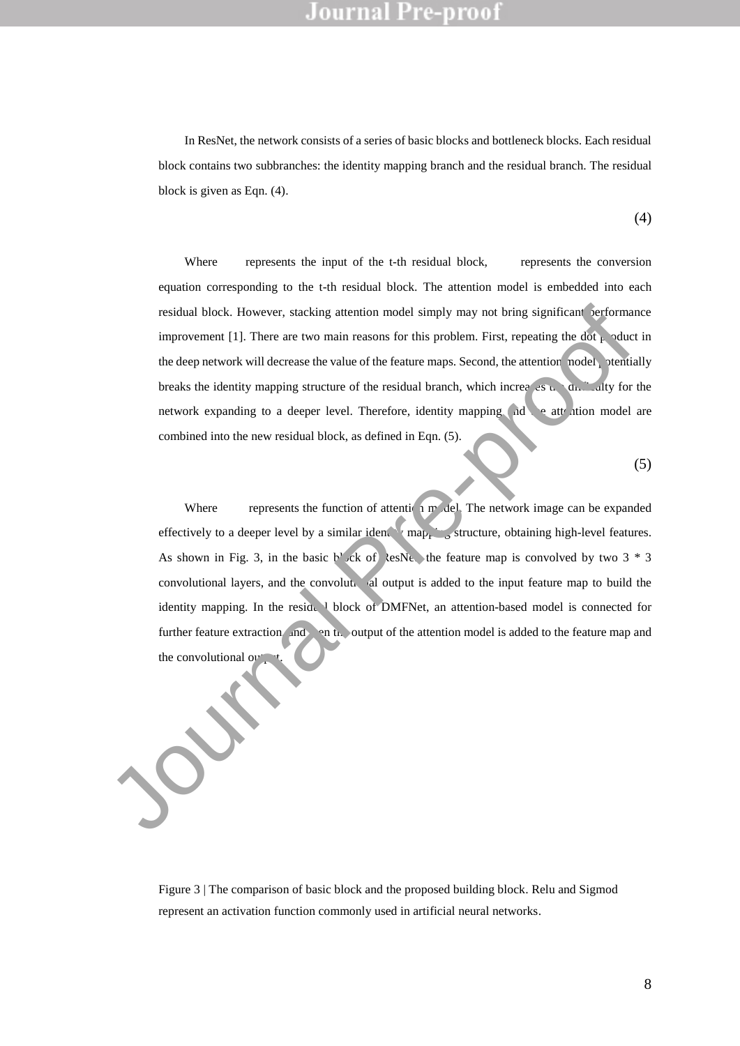In ResNet, the network consists of a series of basic blocks and bottleneck blocks. Each residual block contains two subbranches: the identity mapping branch and the residual branch. The residual block is given as Eqn. (4).

$$(4)$$

Where represents the input of the t-th residual block, represents the conversion equation corresponding to the t-th residual block. The attention model is embedded into each residual block. However, stacking attention model simply may not bring significant performance improvement [1]. There are two main reasons for this problem. First, repeating the dot product in the deep network will decrease the value of the feature maps. Second, the attention model potentially breaks the identity mapping structure of the residual branch, which increases the difficulty for the network expanding to a deeper level. Therefore, identity mapping and the attention model are combined into the new residual block, as defined in Eqn. (5).

$$(5)$$

Where represents the function of attention model. The network image can be expanded effectively to a deeper level by a similar identity mapping structure, obtaining high-level features. As shown in Fig. 3, in the basic block of ResNet, the feature map is convolved by two 3 * 3 convolutional layers, and the convolutional output is added to the input feature map to build the identity mapping. In the residual block of DMFNet, an attention-based model is connected for further feature extraction, and then the output of the attention model is added to the feature map and the convolutional output.

Figure 3 | The comparison of basic block and the proposed building block. Relu and Sigmod represent an activation function commonly used in artificial neural networks.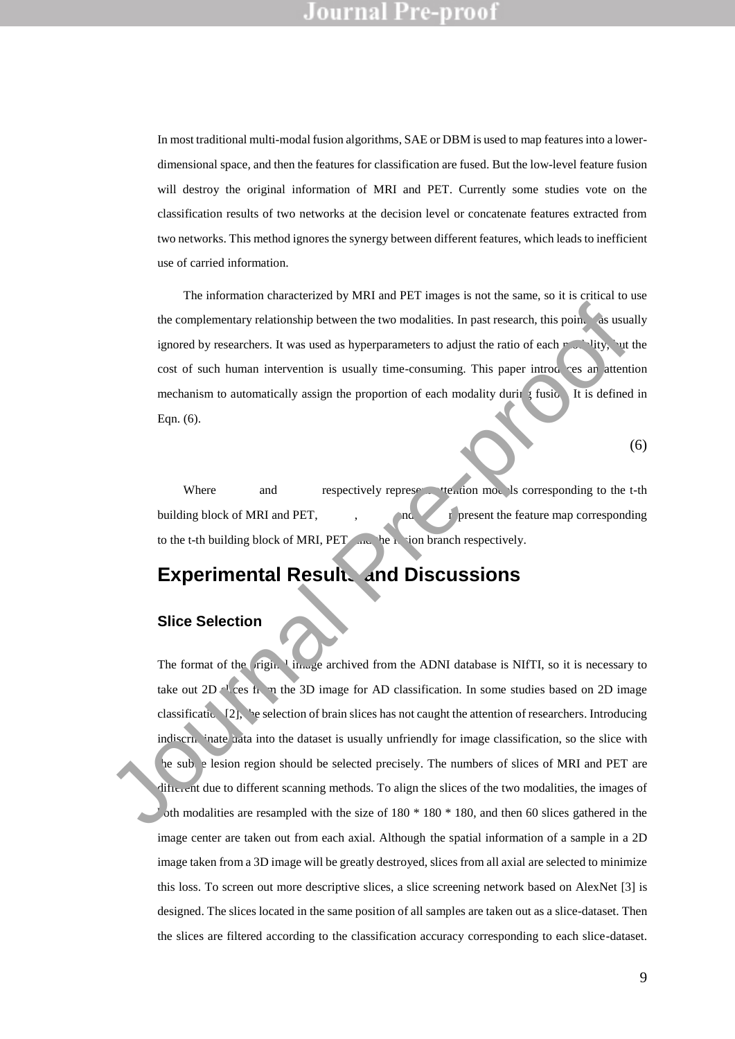In most traditional multi-modal fusion algorithms, SAE or DBM is used to map features into a lower-dimensional space, and then the features for classification are fused. But the low-level feature fusion will destroy the original information of MRI and PET. Currently some studies vote on the classification results of two networks at the decision level or concatenate features extracted from two networks. This method ignores the synergy between different features, which leads to inefficient use of carried information.

The information characterized by MRI and PET images is not the same, so it is critical to use the complementary relationship between the two modalities. In past research, this point was usually ignored by researchers. It was used as hyperparameters to adjust the ratio of each modality, but the cost of such human intervention is usually time-consuming. This paper introduces an attention mechanism to automatically assign the proportion of each modality during fusion. It is defined in Eqn. (6).

(6)

Where and respectively represent attention models corresponding to the t-th building block of MRI and PET, , and represent the feature map corresponding to the t-th building block of MRI, PET and the fusion branch respectively.

## Experimental Results and Discussions

### Slice Selection

The format of the original image archived from the ADNI database is NIfTI, so it is necessary to take out 2D slices from the 3D image for AD classification. In some studies based on 2D image classification [2], the selection of brain slices has not caught the attention of researchers. Introducing indiscriminate data into the dataset is usually unfriendly for image classification, so the slice with the subtle lesion region should be selected precisely. The numbers of slices of MRI and PET are different due to different scanning methods. To align the slices of the two modalities, the images of both modalities are resampled with the size of 180 * 180 * 180, and then 60 slices gathered in the image center are taken out from each axial. Although the spatial information of a sample in a 2D image taken from a 3D image will be greatly destroyed, slices from all axial are selected to minimize this loss. To screen out more descriptive slices, a slice screening network based on AlexNet [3] is designed. The slices located in the same position of all samples are taken out as a slice-dataset. Then the slices are filtered according to the classification accuracy corresponding to each slice-dataset.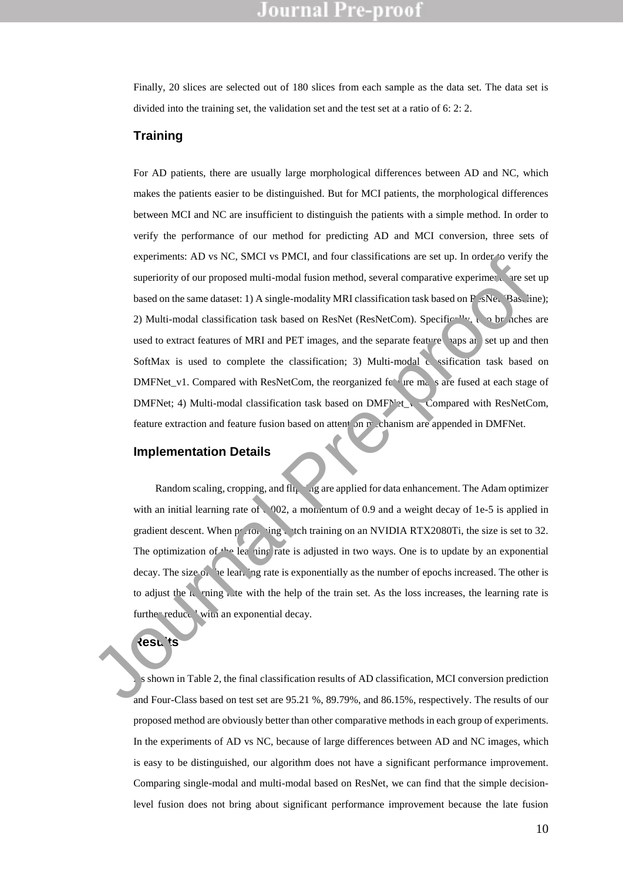Finally, 20 slices are selected out of 180 slices from each sample as the data set. The data set is divided into the training set, the validation set and the test set at a ratio of 6: 2: 2.

## Training

For AD patients, there are usually large morphological differences between AD and NC, which makes the patients easier to be distinguished. But for MCI patients, the morphological differences between MCI and NC are insufficient to distinguish the patients with a simple method. In order to verify the performance of our method for predicting AD and MCI conversion, three sets of experiments: AD vs NC, SMCI vs PMCI, and four classifications are set up. In order to verify the superiority of our proposed multi-modal fusion method, several comparative experiments are set up based on the same dataset: 1) A single-modality MRI classification task based on ResNet (Baseline); 2) Multi-modal classification task based on ResNet (ResNetCom). Specifically, two branches are used to extract features of MRI and PET images, and the separate feature maps are set up and then SoftMax is used to complete the classification; 3) Multi-modal classification task based on DMFNet_v1. Compared with ResNetCom, the reorganized feature maps are fused at each stage of DMFNet; 4) Multi-modal classification task based on DMFNet_v2. Compared with ResNetCom, feature extraction and feature fusion based on attention mechanism are appended in DMFNet.

## Implementation Details

Random scaling, cropping, and flipping are applied for data enhancement. The Adam optimizer with an initial learning rate of 0.002, a momentum of 0.9 and a weight decay of 1e-5 is applied in gradient descent. When performing batch training on an NVIDIA RTX2080Ti, the size is set to 32. The optimization of the learning rate is adjusted in two ways. One is to update by an exponential decay. The size of the learning rate is exponentially as the number of epochs increased. The other is to adjust the learning rate with the help of the train set. As the loss increases, the learning rate is further reduced with an exponential decay.

## Results

As shown in Table 2, the final classification results of AD classification, MCI conversion prediction and Four-Class based on test set are 95.21 %, 89.79%, and 86.15%, respectively. The results of our proposed method are obviously better than other comparative methods in each group of experiments. In the experiments of AD vs NC, because of large differences between AD and NC images, which is easy to be distinguished, our algorithm does not have a significant performance improvement. Comparing single-modal and multi-modal based on ResNet, we can find that the simple decision-level fusion does not bring about significant performance improvement because the late fusion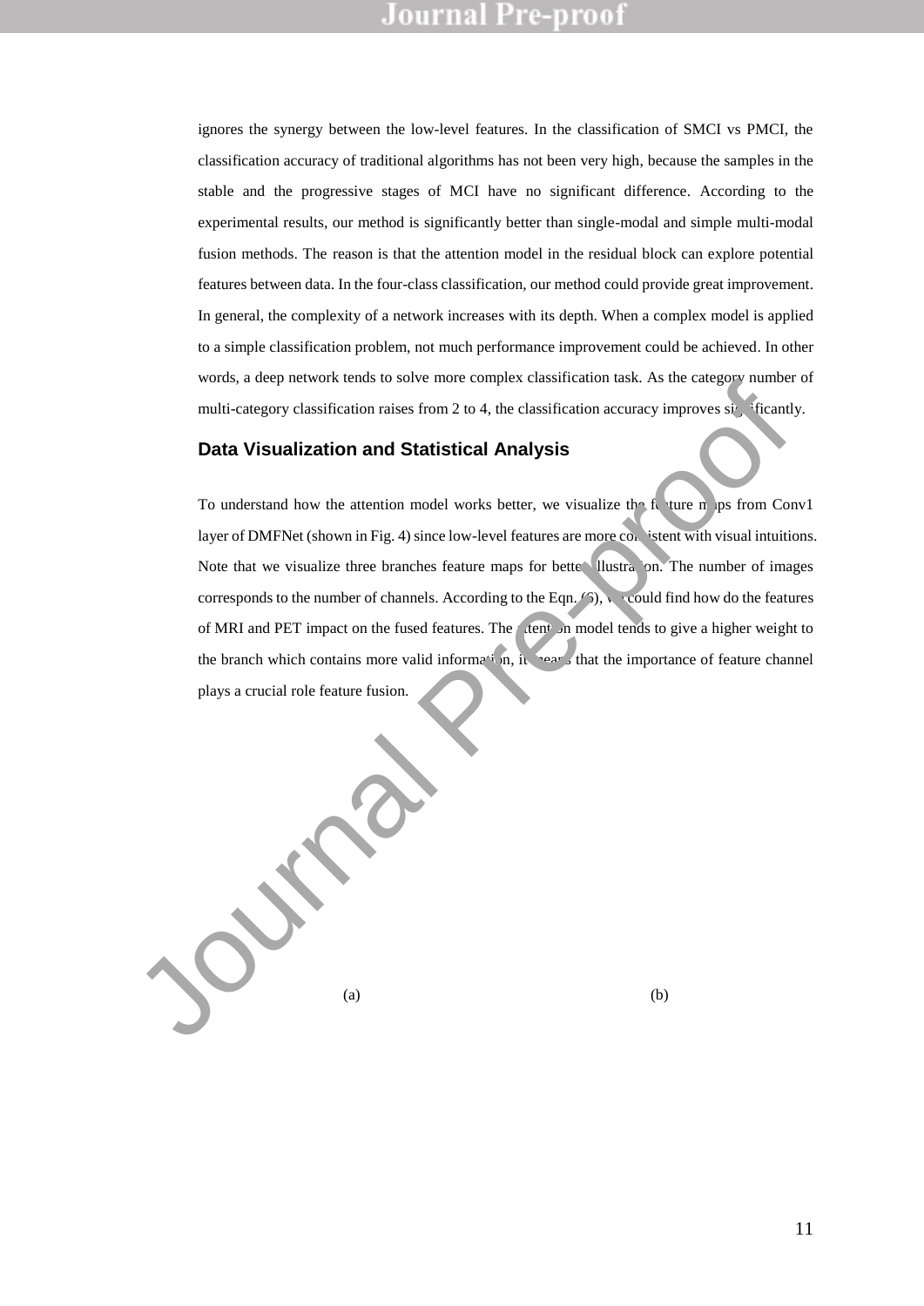ignores the synergy between the low-level features. In the classification of SMCI vs PMCI, the classification accuracy of traditional algorithms has not been very high, because the samples in the stable and the progressive stages of MCI have no significant difference. According to the experimental results, our method is significantly better than single-modal and simple multi-modal fusion methods. The reason is that the attention model in the residual block can explore potential features between data. In the four-class classification, our method could provide great improvement. In general, the complexity of a network increases with its depth. When a complex model is applied to a simple classification problem, not much performance improvement could be achieved. In other words, a deep network tends to solve more complex classification task. As the category number of multi-category classification raises from 2 to 4, the classification accuracy improves significantly.

## Data Visualization and Statistical Analysis

To understand how the attention model works better, we visualize the feature maps from Conv1 layer of DMFNet (shown in Fig. 4) since low-level features are more consistent with visual intuitions. Note that we visualize three branches feature maps for better illustration. The number of images corresponds to the number of channels. According to the Eqn. (6), we could find how do the features of MRI and PET impact on the fused features. The attention model tends to give a higher weight to the branch which contains more valid information, it means that the importance of feature channel plays a crucial role feature fusion.

(a) (b)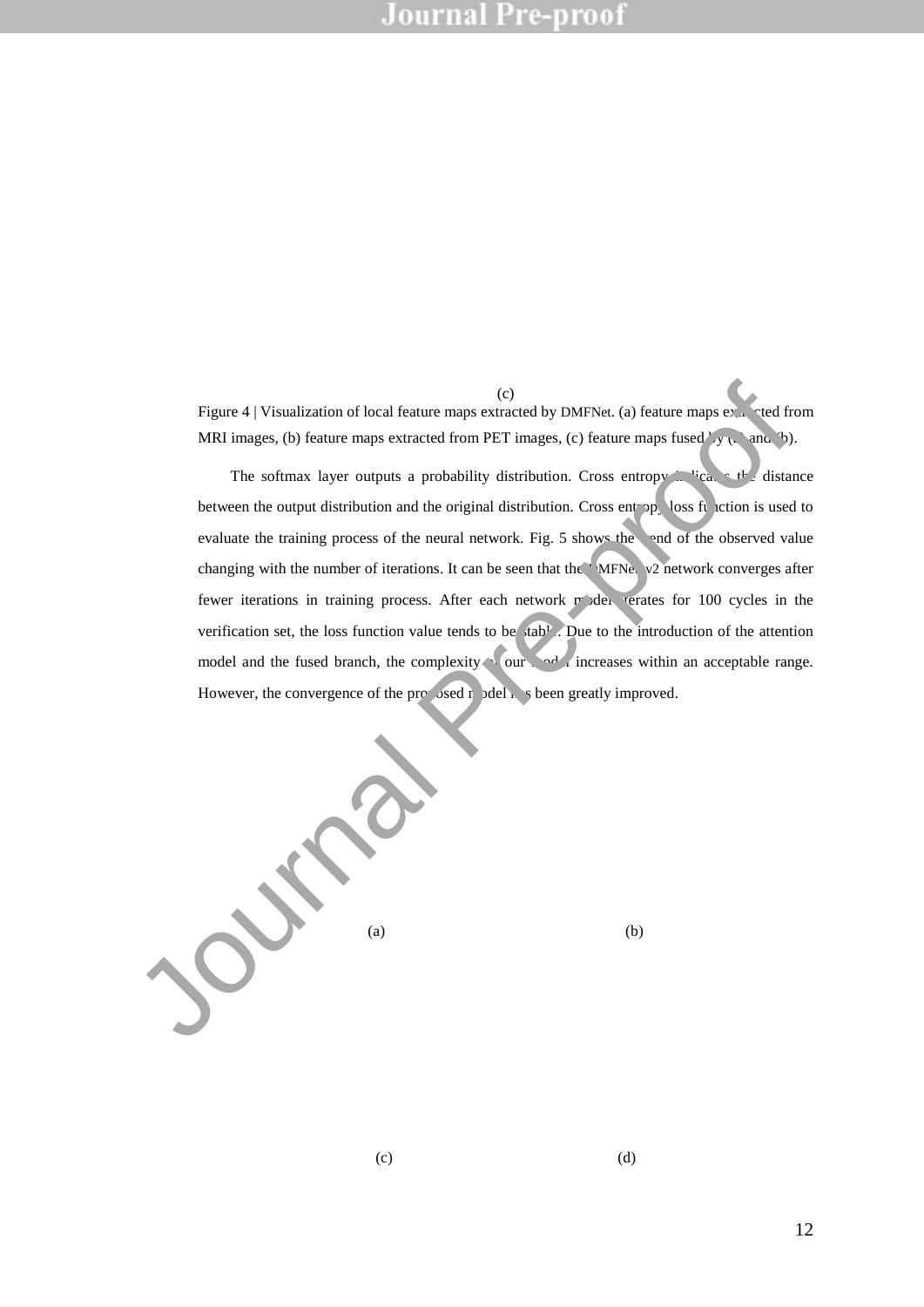(c)

Figure 4 | Visualization of local feature maps extracted by DMFNet. (a) feature maps extracted from MRI images, (b) feature maps extracted from PET images, (c) feature maps fused by (a) and (b).

The softmax layer outputs a probability distribution. Cross entropy indicates the distance between the output distribution and the original distribution. Cross entropy loss function is used to evaluate the training process of the neural network. Fig. 5 shows the trend of the observed value changing with the number of iterations. It can be seen that the DMFNet v2 network converges after fewer iterations in training process. After each network model iterates for 100 cycles in the verification set, the loss function value tends to be stable. Due to the introduction of the attention model and the fused branch, the complexity of our model increases within an acceptable range. However, the convergence of the proposed model has been greatly improved.

(a) (b)

(c) (d)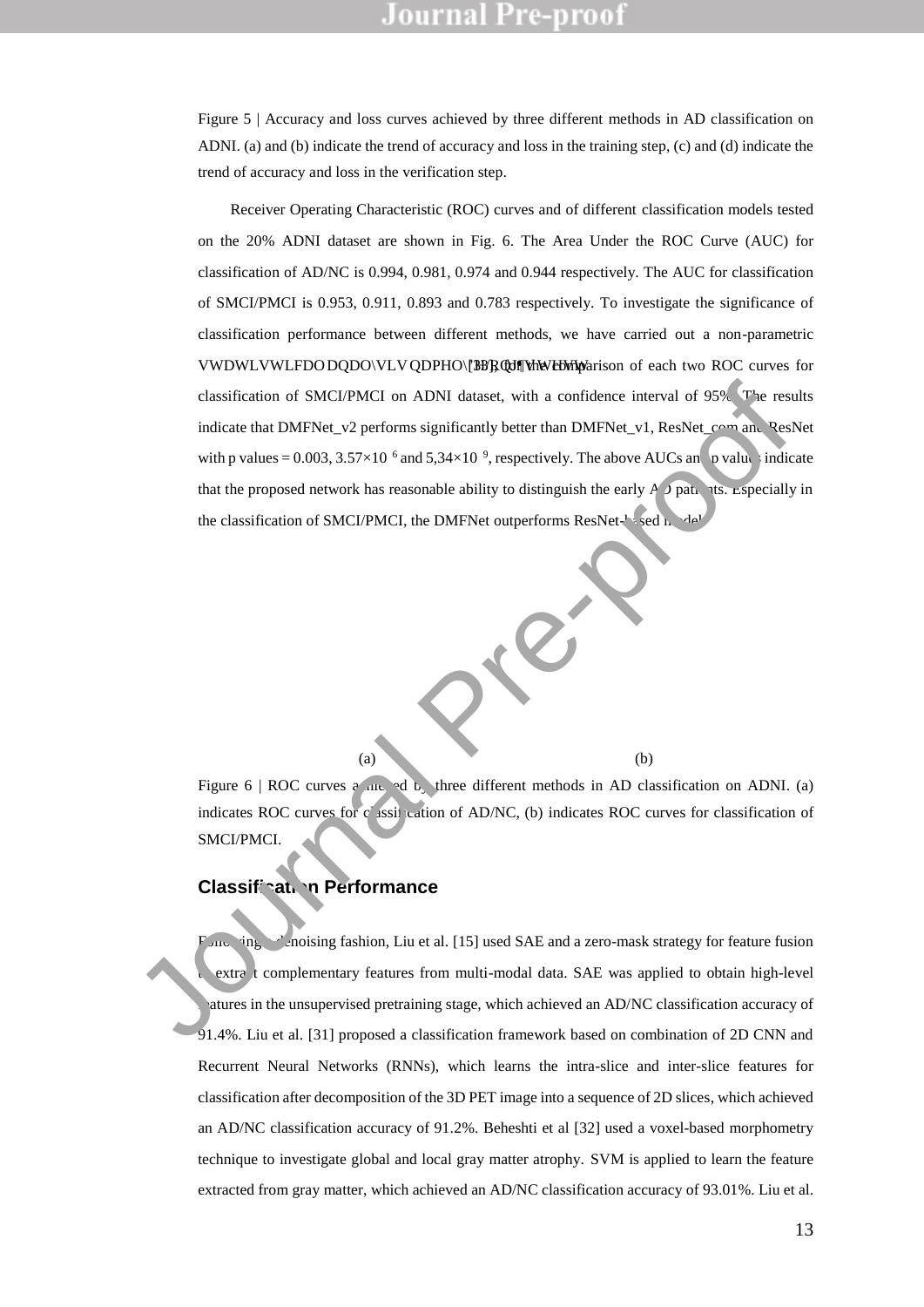Figure 5 | Accuracy and loss curves achieved by three different methods in AD classification on ADNI. (a) and (b) indicate the trend of accuracy and loss in the training step, (c) and (d) indicate the trend of accuracy and loss in the verification step.

Receiver Operating Characteristic (ROC) curves and of different classification models tested on the 20% ADNI dataset are shown in Fig. 6. The Area Under the ROC Curve (AUC) for classification of AD/NC is 0.994, 0.981, 0.974 and 0.944 respectively. The AUC for classification of SMCI/PMCI is 0.953, 0.911, 0.893 and 0.783 respectively. To investigate the significance of classification performance between different methods, we have carried out a non-parametric statistical analysis named DeLong's test [33] for the comparison of each two ROC curves for classification of SMCI/PMCI on ADNI dataset, with a confidence interval of 95%. The results indicate that DMFNet_v2 performs significantly better than DMFNet_v1, ResNet_com and ResNet with p values = 0.003, $3.57\times10^{-6}$ and $5{,}34\times10^{-9}$, respectively. The above AUCs and p values indicate that the proposed network has reasonable ability to distinguish the early AD patients. Especially in the classification of SMCI/PMCI, the DMFNet outperforms ResNet-based models.

(a) (b)

Figure 6 | ROC curves achieved by three different methods in AD classification on ADNI. (a) indicates ROC curves for classification of AD/NC, (b) indicates ROC curves for classification of SMCI/PMCI.

## Classification Performance

Following a denoising fashion, Liu et al. [15] used SAE and a zero-mask strategy for feature fusion to extract complementary features from multi-modal data. SAE was applied to obtain high-level features in the unsupervised pretraining stage, which achieved an AD/NC classification accuracy of 91.4%. Liu et al. [31] proposed a classification framework based on combination of 2D CNN and Recurrent Neural Networks (RNNs), which learns the intra-slice and inter-slice features for classification after decomposition of the 3D PET image into a sequence of 2D slices, which achieved an AD/NC classification accuracy of 91.2%. Beheshti et al [32] used a voxel-based morphometry technique to investigate global and local gray matter atrophy. SVM is applied to learn the feature extracted from gray matter, which achieved an AD/NC classification accuracy of 93.01%. Liu et al.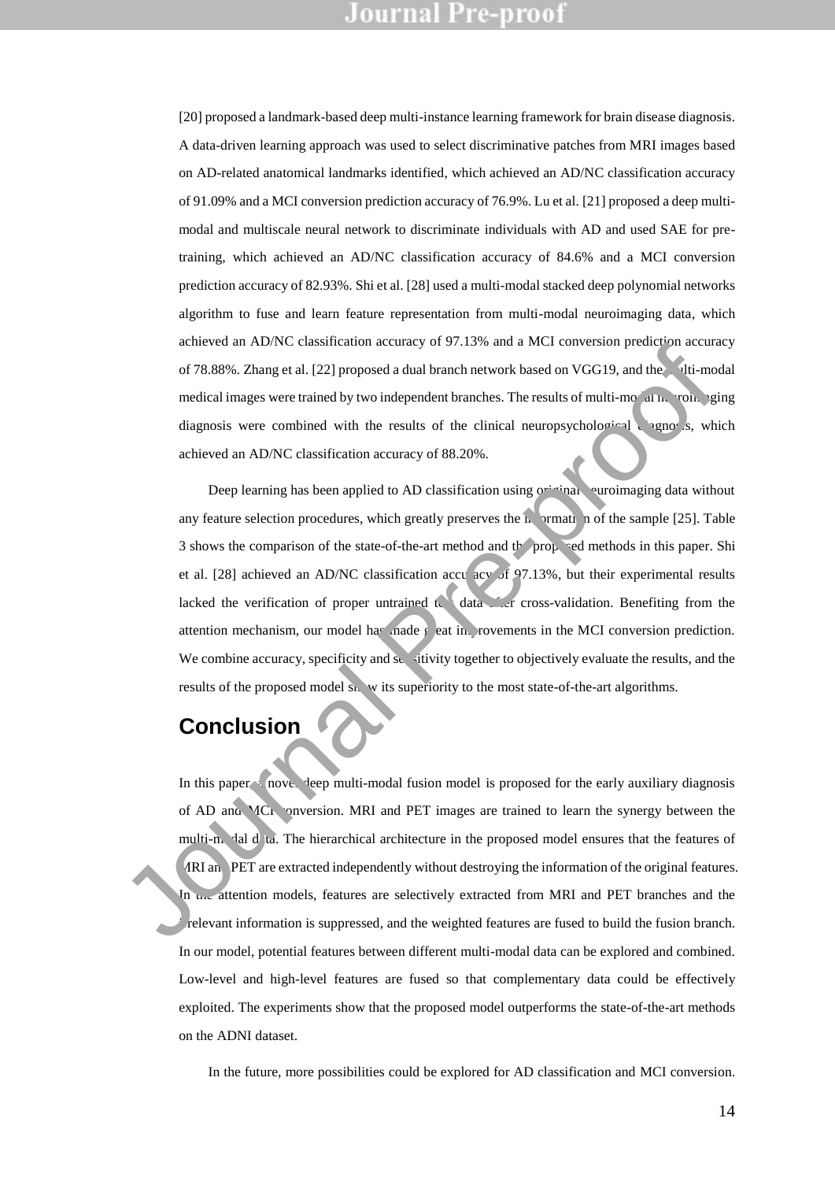[20] proposed a landmark-based deep multi-instance learning framework for brain disease diagnosis. A data-driven learning approach was used to select discriminative patches from MRI images based on AD-related anatomical landmarks identified, which achieved an AD/NC classification accuracy of 91.09% and a MCI conversion prediction accuracy of 76.9%. Lu et al. [21] proposed a deep multi-modal and multiscale neural network to discriminate individuals with AD and used SAE for pre-training, which achieved an AD/NC classification accuracy of 84.6% and a MCI conversion prediction accuracy of 82.93%. Shi et al. [28] used a multi-modal stacked deep polynomial networks algorithm to fuse and learn feature representation from multi-modal neuroimaging data, which achieved an AD/NC classification accuracy of 97.13% and a MCI conversion prediction accuracy of 78.88%. Zhang et al. [22] proposed a dual branch network based on VGG19, and the multi-modal medical images were trained by two independent branches. The results of multi-modal neuroimaging diagnosis were combined with the results of the clinical neuropsychological diagnosis, which achieved an AD/NC classification accuracy of 88.20%.

Deep learning has been applied to AD classification using original neuroimaging data without any feature selection procedures, which greatly preserves the information of the sample [25]. Table 3 shows the comparison of the state-of-the-art method and the proposed methods in this paper. Shi et al. [28] achieved an AD/NC classification accuracy of 97.13%, but their experimental results lacked the verification of proper untrained test data after cross-validation. Benefiting from the attention mechanism, our model has made great improvements in the MCI conversion prediction. We combine accuracy, specificity and sensitivity together to objectively evaluate the results, and the results of the proposed model show its superiority to the most state-of-the-art algorithms.

## Conclusion

In this paper, a novel deep multi-modal fusion model is proposed for the early auxiliary diagnosis of AD and MCI conversion. MRI and PET images are trained to learn the synergy between the multi-modal data. The hierarchical architecture in the proposed model ensures that the features of MRI and PET are extracted independently without destroying the information of the original features. In the attention models, features are selectively extracted from MRI and PET branches and the irrelevant information is suppressed, and the weighted features are fused to build the fusion branch. In our model, potential features between different multi-modal data can be explored and combined. Low-level and high-level features are fused so that complementary data could be effectively exploited. The experiments show that the proposed model outperforms the state-of-the-art methods on the ADNI dataset.

In the future, more possibilities could be explored for AD classification and MCI conversion.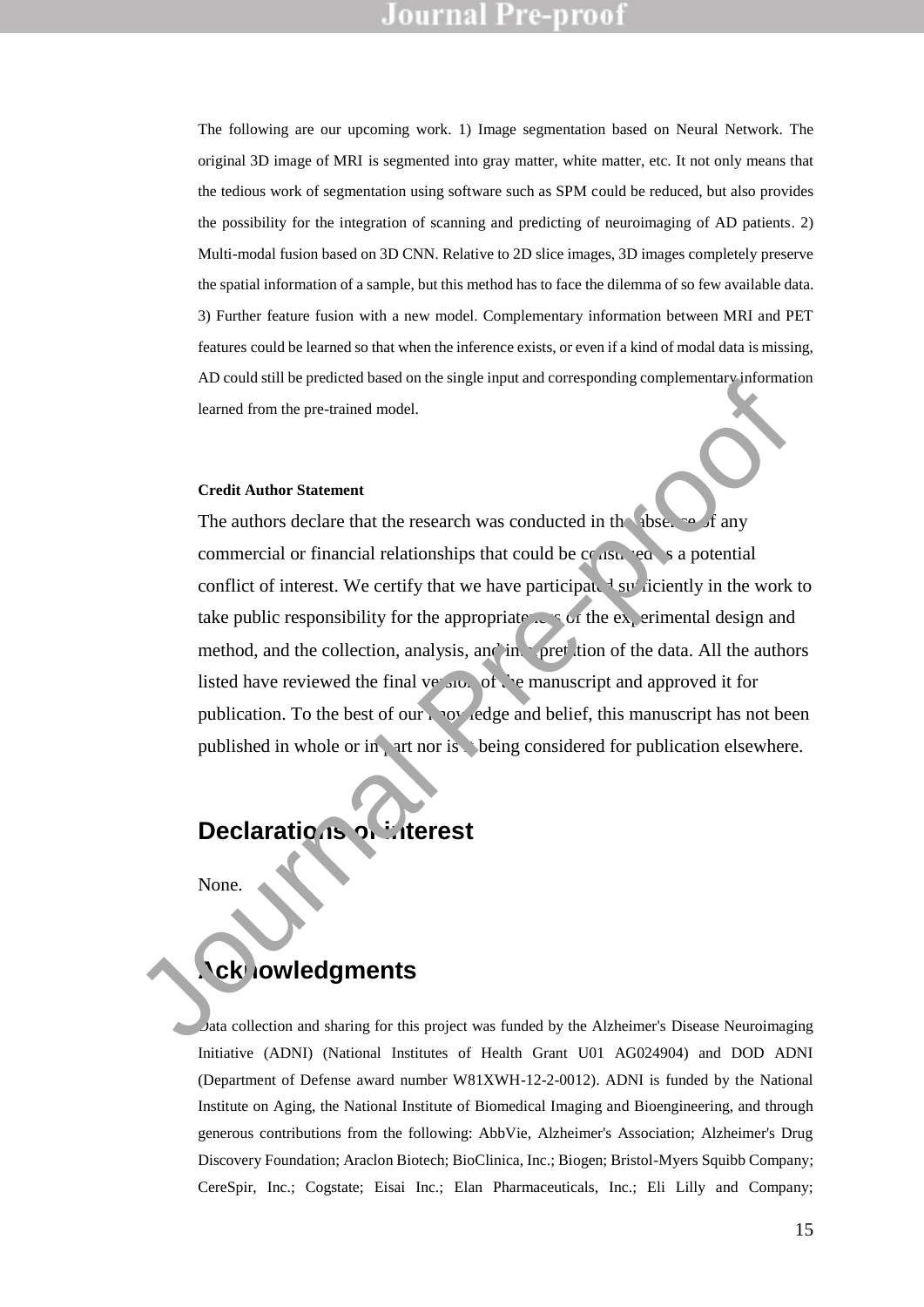The following are our upcoming work. 1) Image segmentation based on Neural Network. The original 3D image of MRI is segmented into gray matter, white matter, etc. It not only means that the tedious work of segmentation using software such as SPM could be reduced, but also provides the possibility for the integration of scanning and predicting of neuroimaging of AD patients. 2) Multi-modal fusion based on 3D CNN. Relative to 2D slice images, 3D images completely preserve the spatial information of a sample, but this method has to face the dilemma of so few available data. 3) Further feature fusion with a new model. Complementary information between MRI and PET features could be learned so that when the inference exists, or even if a kind of modal data is missing, AD could still be predicted based on the single input and corresponding complementary information learned from the pre-trained model.

**Credit Author Statement**

The authors declare that the research was conducted in the absence of any commercial or financial relationships that could be construed as a potential conflict of interest. We certify that we have participated sufficiently in the work to take public responsibility for the appropriateness of the experimental design and method, and the collection, analysis, and interpretation of the data. All the authors listed have reviewed the final version of the manuscript and approved it for publication. To the best of our knowledge and belief, this manuscript has not been published in whole or in part nor is it being considered for publication elsewhere.

## Declarations of interest

None.

## Acknowledgments

Data collection and sharing for this project was funded by the Alzheimer's Disease Neuroimaging Initiative (ADNI) (National Institutes of Health Grant U01 AG024904) and DOD ADNI (Department of Defense award number W81XWH-12-2-0012). ADNI is funded by the National Institute on Aging, the National Institute of Biomedical Imaging and Bioengineering, and through generous contributions from the following: AbbVie, Alzheimer's Association; Alzheimer's Drug Discovery Foundation; Araclon Biotech; BioClinica, Inc.; Biogen; Bristol-Myers Squibb Company; CereSpir, Inc.; Cogstate; Eisai Inc.; Elan Pharmaceuticals, Inc.; Eli Lilly and Company;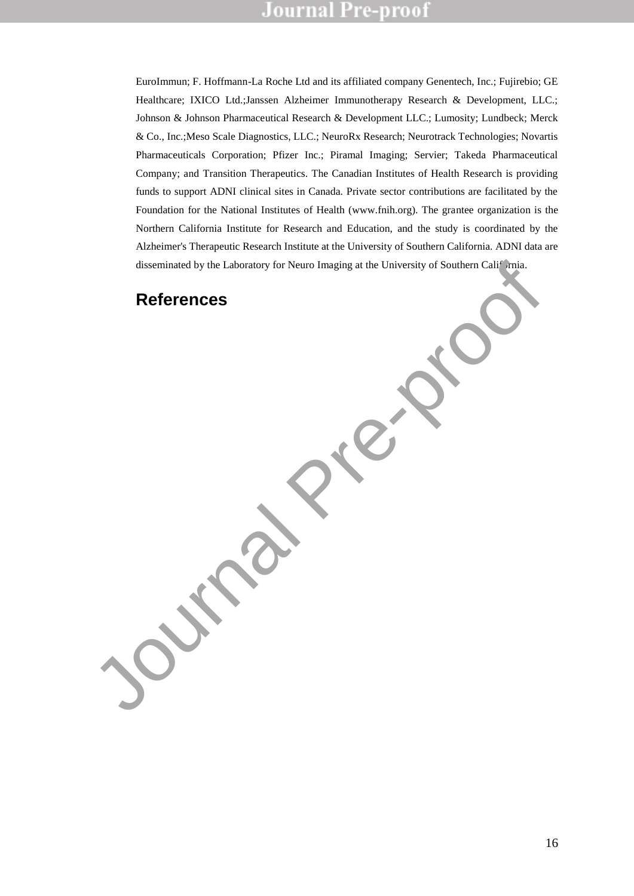EuroImmun; F. Hoffmann-La Roche Ltd and its affiliated company Genentech, Inc.; Fujirebio; GE Healthcare; IXICO Ltd.;Janssen Alzheimer Immunotherapy Research & Development, LLC.; Johnson & Johnson Pharmaceutical Research & Development LLC.; Lumosity; Lundbeck; Merck & Co., Inc.;Meso Scale Diagnostics, LLC.; NeuroRx Research; Neurotrack Technologies; Novartis Pharmaceuticals Corporation; Pfizer Inc.; Piramal Imaging; Servier; Takeda Pharmaceutical Company; and Transition Therapeutics. The Canadian Institutes of Health Research is providing funds to support ADNI clinical sites in Canada. Private sector contributions are facilitated by the Foundation for the National Institutes of Health (www.fnih.org). The grantee organization is the Northern California Institute for Research and Education, and the study is coordinated by the Alzheimer's Therapeutic Research Institute at the University of Southern California. ADNI data are disseminated by the Laboratory for Neuro Imaging at the University of Southern California.

## References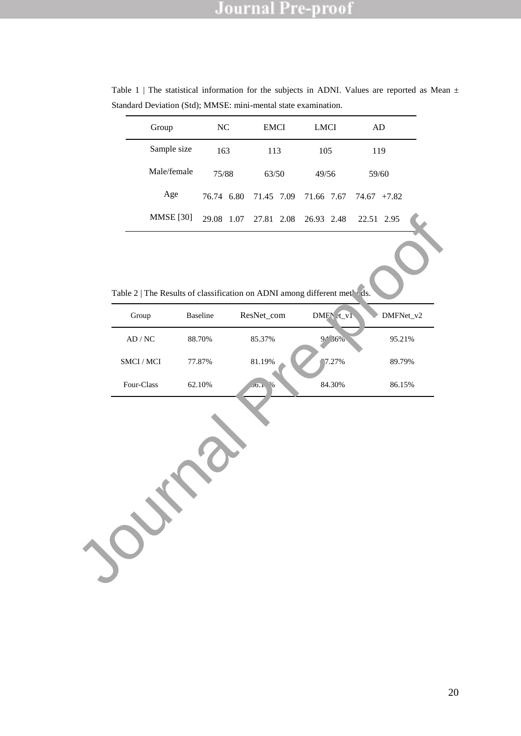Table 1 | The statistical information for the subjects in ADNI. Values are reported as Mean ± Standard Deviation (Std); MMSE: mini-mental state examination.

| Group | NC | EMCI | LMCI | AD |
|---|---|---|---|---|
| Sample size | 163 | 113 | 105 | 119 |
| Male/female | 75/88 | 63/50 | 49/56 | 59/60 |
| Age | 76.74 6.80 | 71.45 7.09 | 71.66 7.67 | 74.67 +7.82 |
| MMSE [30] | 29.08 1.07 | 27.81 2.08 | 26.93 2.48 | 22.51 2.95 |

Table 2 | The Results of classification on ADNI among different methods.

| Group | Baseline | ResNet_com | DMFNet_v1 | DMFNet_v2 |
|---|---|---|---|---|
| AD / NC | 88.70% | 85.37% | 94.36% | 95.21% |
| SMCI / MCI | 77.87% | 81.19% | 87.27% | 89.79% |
| Four-Class | 62.10% | 66.1?% | 84.30% | 86.15% |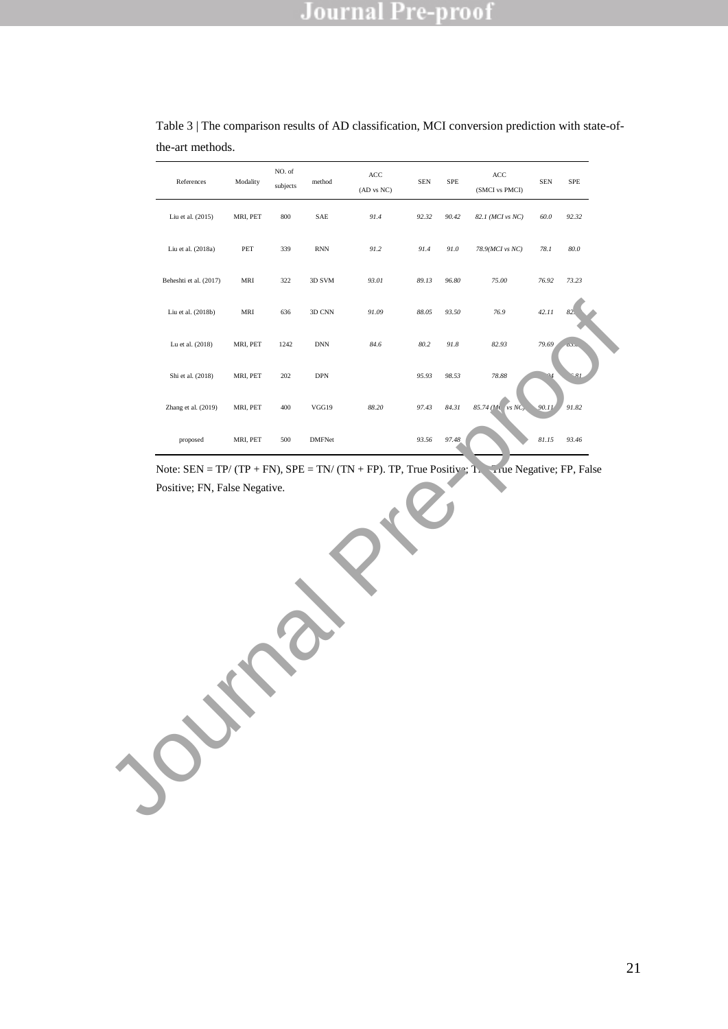Table 3 | The comparison results of AD classification, MCI conversion prediction with state-of-the-art methods.

| References | Modality | NO. of subjects | method | ACC (AD vs NC) | SEN | SPE | ACC (SMCI vs PMCI) | SEN | SPE |
|---|---|---|---|---|---|---|---|---|---|
| Liu et al. (2015) | MRI, PET | 800 | SAE | *91.4* | *92.32* | *90.42* | *82.1 (MCI vs NC)* | *60.0* | *92.32* |
| Liu et al. (2018a) | PET | 339 | RNN | *91.2* | *91.4* | *91.0* | *78.9(MCI vs NC)* | *78.1* | *80.0* |
| Beheshti et al. (2017) | MRI | 322 | 3D SVM | *93.01* | *89.13* | *96.80* | *75.00* | *76.92* | *73.23* |
| Liu et al. (2018b) | MRI | 636 | 3D CNN | *91.09* | *88.05* | *93.50* | *76.9* | *42.11* | *82.* |
| Lu et al. (2018) | MRI, PET | 1242 | DNN | *84.6* | *80.2* | *91.8* | *82.93* | *79.69* | *83.* |
| Shi et al. (2018) | MRI, PET | 202 | DPN | | *95.93* | *98.53* | *78.88* | *.04* | *.81* |
| Zhang et al. (2019) | MRI, PET | 400 | VGG19 | *88.20* | *97.43* | *84.31* | *85.74 (MCI vs NC)* | *90.11* | *91.82* |
| proposed | MRI, PET | 500 | DMFNet | | *93.56* | *97.48* | | *81.15* | *93.46* |

Note: SEN = TP/ (TP + FN), SPE = TN/ (TN + FP). TP, True Positive; TN, True Negative; FP, False Positive; FN, False Negative.